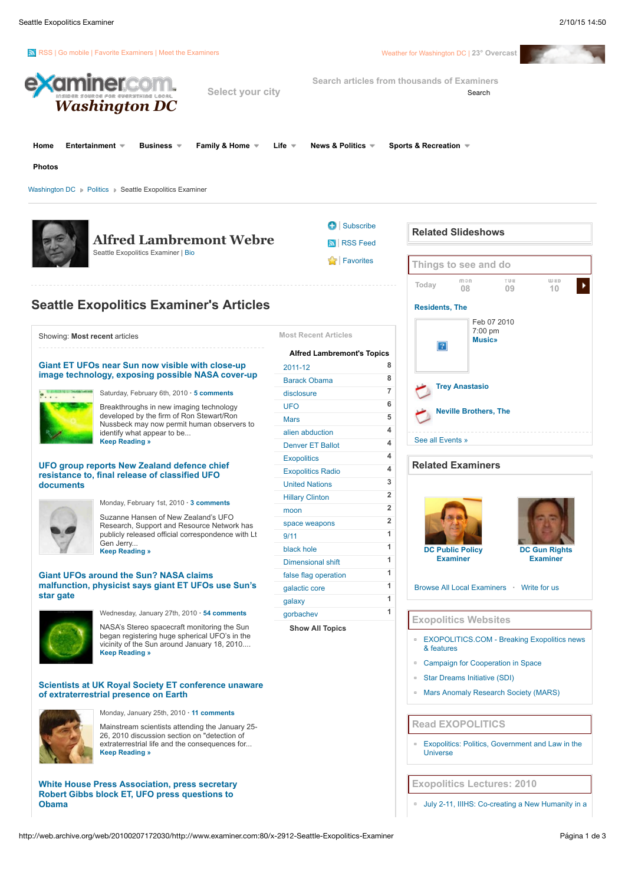RSS | Go mobile | Favorite Examiners | Meet the Examiners

Weather for Washington DC | 23° Overcast

examiner.com — Insider source for everything local — Washington DC

Select your city

Search articles from thousands of Examiners

Search

Home | Entertainment | Business | Family & Home | Life | News & Politics | Sports & Recreation

Photos

Washington DC ▸ Politics ▸ Seattle Exopolitics Examiner

# Alfred Lambremont Webre

Seattle Exopolitics Examiner | Bio

Subscribe

RSS Feed

Favorites

## Seattle Exopolitics Examiner's Articles

Showing: **Most recent** articles

### Giant ET UFOs near Sun now visible with close-up image technology, exposing possible NASA cover-up

Saturday, February 6th, 2010 · 5 comments

Breakthroughs in new imaging technology developed by the firm of Ron Stewart/Ron Nussbeck may now permit human observers to identify what appear to be...
**Keep Reading »**

### UFO group reports New Zealand defence chief resistance to, final release of classified UFO documents

Monday, February 1st, 2010 · 3 comments

Suzanne Hansen of New Zealand's UFO Research, Support and Resource Network has publicly released official correspondence with Lt Gen Jerry...
**Keep Reading »**

### Giant UFOs around the Sun? NASA claims malfunction, physicist says giant ET UFOs use Sun's star gate

Wednesday, January 27th, 2010 · 54 comments

NASA's Stereo spacecraft monitoring the Sun began registering huge spherical UFO's in the vicinity of the Sun around January 18, 2010....
**Keep Reading »**

### Scientists at UK Royal Society ET conference unaware of extraterrestrial presence on Earth

Monday, January 25th, 2010 · 11 comments

Mainstream scientists attending the January 25-26, 2010 discussion section on "detection of extraterrestrial life and the consequences for...
**Keep Reading »**

### White House Press Association, press secretary Robert Gibbs block ET, UFO press questions to Obama

**Most Recent Articles**

**Alfred Lambremont's Topics**

| Topic | Count |
|---|---|
| 2011-12 | 8 |
| Barack Obama | 8 |
| disclosure | 7 |
| UFO | 6 |
| Mars | 5 |
| alien abduction | 4 |
| Denver ET Ballot | 4 |
| Exopolitics | 4 |
| Exopolitics Radio | 4 |
| United Nations | 3 |
| Hillary Clinton | 2 |
| moon | 2 |
| space weapons | 2 |
| 9/11 | 1 |
| black hole | 1 |
| Dimensional shift | 1 |
| false flag operation | 1 |
| galactic core | 1 |
| galaxy | 1 |
| gorbachev | 1 |

**Show All Topics**

## Related Slideshows

## Things to see and do

Today | MON 08 | TUE 09 | WED 10

**Residents, The**

Feb 07 2010
7:00 pm
**Music»**

**Trey Anastasio**

**Neville Brothers, The**

See all Events »

## Related Examiners

**DC Public Policy Examiner**

**DC Gun Rights Examiner**

Browse All Local Examiners · Write for us

## Exopolitics Websites

- EXOPOLITICS.COM - Breaking Exopolitics news & features
- Campaign for Cooperation in Space
- Star Dreams Initiative (SDI)
- Mars Anomaly Research Society (MARS)

## Read EXOPOLITICS

- Exopolitics: Politics, Government and Law in the Universe

## Exopolitics Lectures: 2010

- July 2-11, IIIHS: Co-creating a New Humanity in a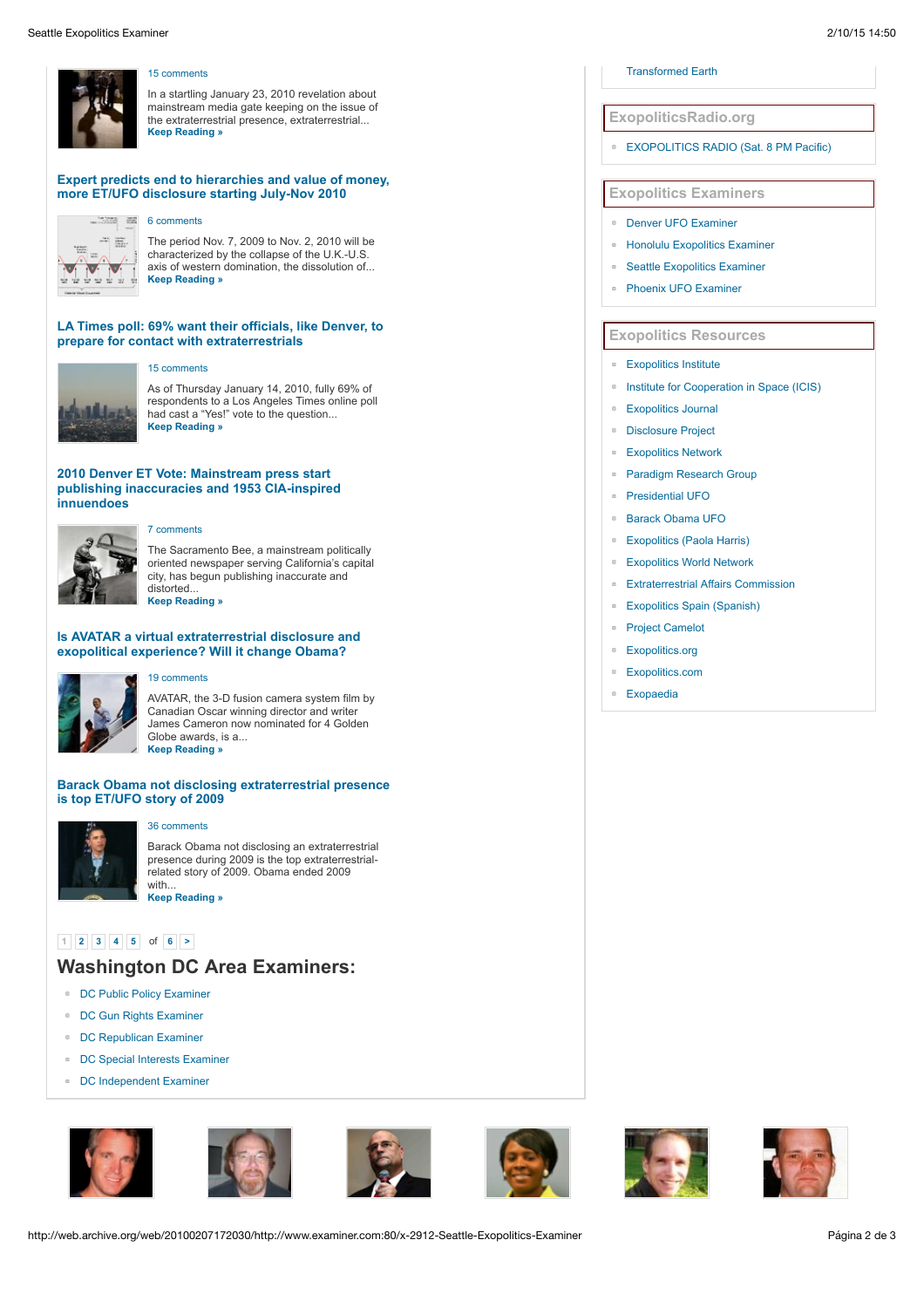15 comments

In a startling January 23, 2010 revelation about mainstream media gate keeping on the issue of the extraterrestrial presence, extraterrestrial...
**Keep Reading »**

### Expert predicts end to hierarchies and value of money, more ET/UFO disclosure starting July-Nov 2010

6 comments

The period Nov. 7, 2009 to Nov. 2, 2010 will be characterized by the collapse of the U.K.-U.S. axis of western domination, the dissolution of...
**Keep Reading »**

### LA Times poll: 69% want their officials, like Denver, to prepare for contact with extraterrestrials

15 comments

As of Thursday January 14, 2010, fully 69% of respondents to a Los Angeles Times online poll had cast a "Yes!" vote to the question...
**Keep Reading »**

### 2010 Denver ET Vote: Mainstream press start publishing inaccuracies and 1953 CIA-inspired innuendoes

7 comments

The Sacramento Bee, a mainstream politically oriented newspaper serving California's capital city, has begun publishing inaccurate and distorted...
**Keep Reading »**

### Is AVATAR a virtual extraterrestrial disclosure and exopolitical experience? Will it change Obama?

19 comments

AVATAR, the 3-D fusion camera system film by Canadian Oscar winning director and writer James Cameron now nominated for 4 Golden Globe awards, is a...
**Keep Reading »**

### Barack Obama not disclosing extraterrestrial presence is top ET/UFO story of 2009

36 comments

Barack Obama not disclosing an extraterrestrial presence during 2009 is the top extraterrestrial-related story of 2009. Obama ended 2009 with...
**Keep Reading »**

1 2 3 4 5 of 6 >

## Washington DC Area Examiners:

- DC Public Policy Examiner
- DC Gun Rights Examiner
- DC Republican Examiner
- DC Special Interests Examiner
- DC Independent Examiner

- Transformed Earth

### ExopoliticsRadio.org

- EXOPOLITICS RADIO (Sat. 8 PM Pacific)

### Exopolitics Examiners

- Denver UFO Examiner
- Honolulu Exopolitics Examiner
- Seattle Exopolitics Examiner
- Phoenix UFO Examiner

### Exopolitics Resources

- Exopolitics Institute
- Institute for Cooperation in Space (ICIS)
- Exopolitics Journal
- Disclosure Project
- Exopolitics Network
- Paradigm Research Group
- Presidential UFO
- Barack Obama UFO
- Exopolitics (Paola Harris)
- Exopolitics World Network
- Extraterrestrial Affairs Commission
- Exopolitics Spain (Spanish)
- Project Camelot
- Exopolitics.org
- Exopolitics.com
- Exopaedia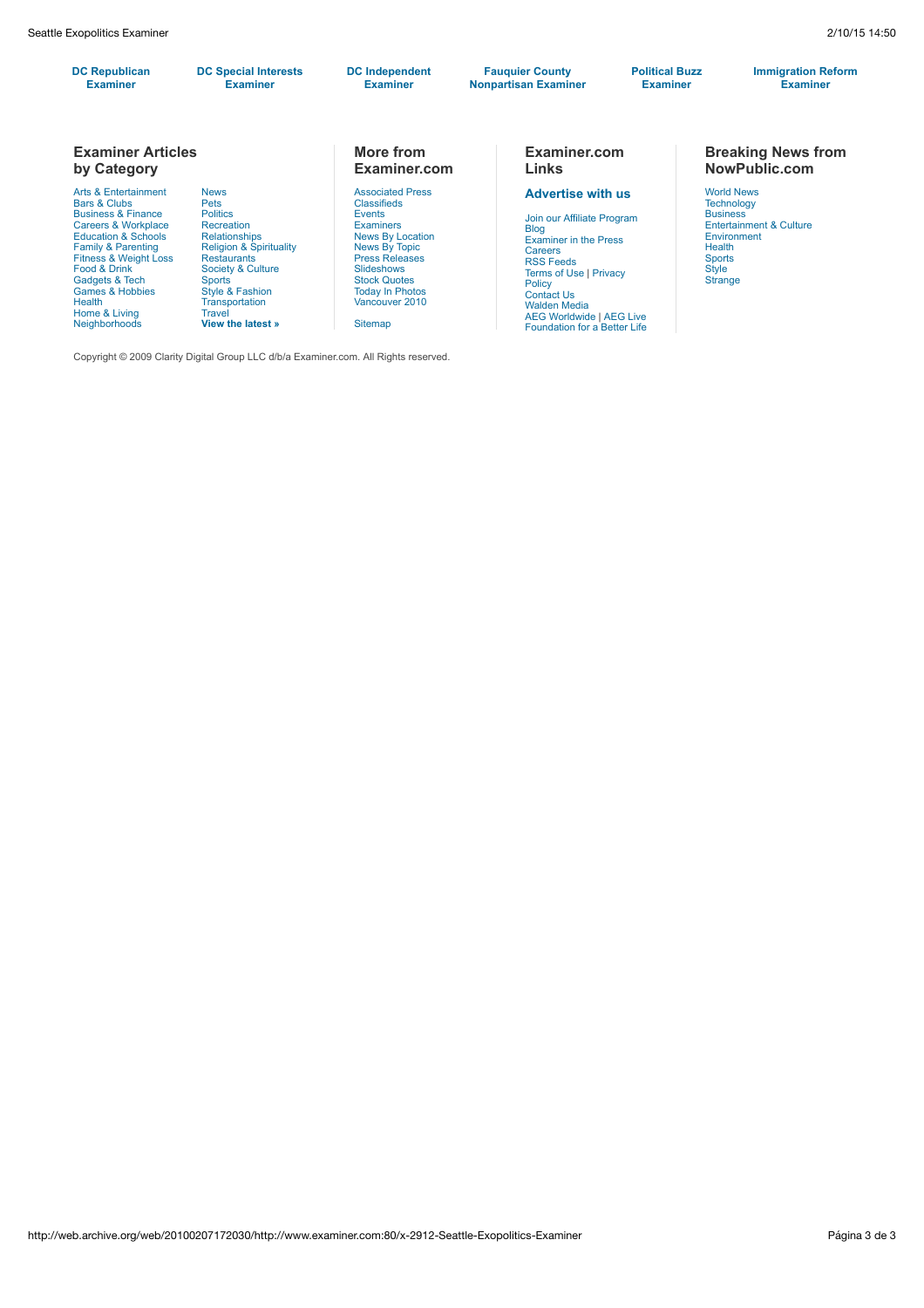DC Republican Examiner | DC Special Interests Examiner | DC Independent Examiner | Fauquier County Nonpartisan Examiner | Political Buzz Examiner | Immigration Reform Examiner

## Examiner Articles by Category

Arts & Entertainment
Bars & Clubs
Business & Finance
Careers & Workplace
Education & Schools
Family & Parenting
Fitness & Weight Loss
Food & Drink
Gadgets & Tech
Games & Hobbies
Health
Home & Living
Neighborhoods
News
Pets
Politics
Recreation
Relationships
Religion & Spirituality
Restaurants
Society & Culture
Sports
Style & Fashion
Transportation
Travel
**View the latest »**

## More from Examiner.com

Associated Press
Classifieds
Events
Examiners
News By Location
News By Topic
Press Releases
Slideshows
Stock Quotes
Today In Photos
Vancouver 2010

Sitemap

## Examiner.com Links

### Advertise with us

Join our Affiliate Program
Blog
Examiner in the Press
Careers
RSS Feeds
Terms of Use | Privacy Policy
Contact Us
Walden Media
AEG Worldwide | AEG Live
Foundation for a Better Life

## Breaking News from NowPublic.com

World News
Technology
Business
Entertainment & Culture
Environment
Health
Sports
Style
Strange

Copyright © 2009 Clarity Digital Group LLC d/b/a Examiner.com. All Rights reserved.